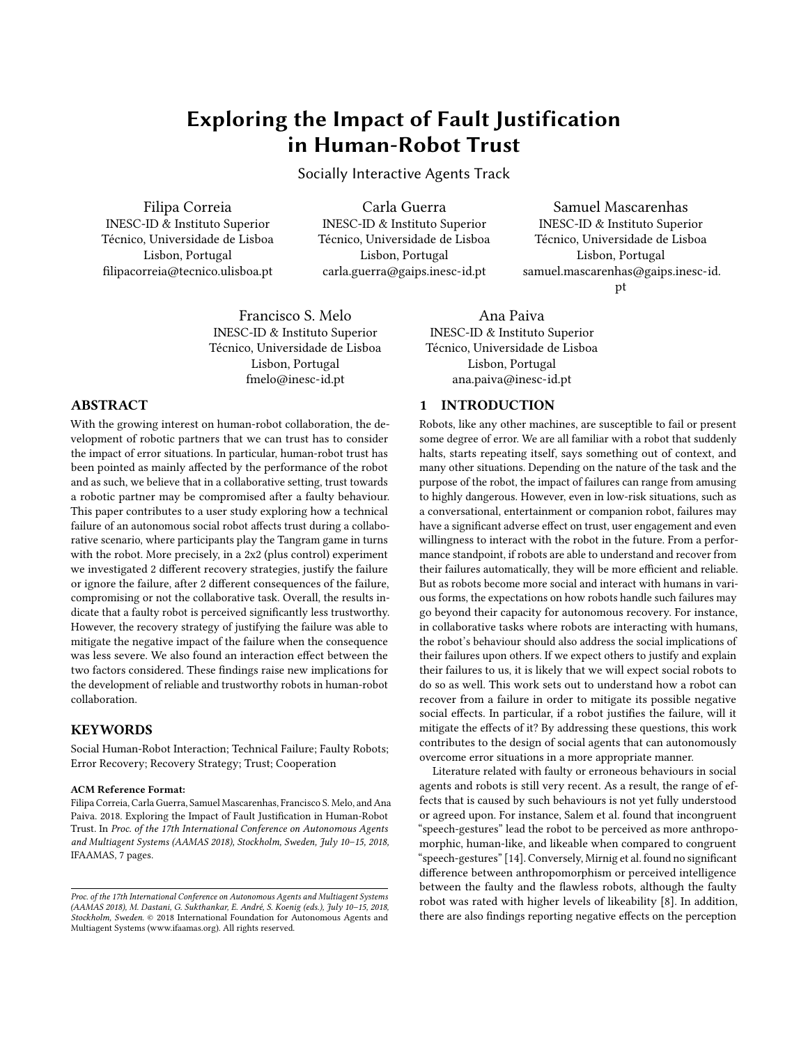# Exploring the Impact of Fault Justification in Human-Robot Trust

Socially Interactive Agents Track

Filipa Correia
INESC-ID & Instituto Superior Técnico, Universidade de Lisboa
Lisbon, Portugal
filipacorreia@tecnico.ulisboa.pt

Carla Guerra
INESC-ID & Instituto Superior Técnico, Universidade de Lisboa
Lisbon, Portugal
carla.guerra@gaips.inesc-id.pt

Samuel Mascarenhas
INESC-ID & Instituto Superior Técnico, Universidade de Lisboa
Lisbon, Portugal
samuel.mascarenhas@gaips.inesc-id.pt

Francisco S. Melo
INESC-ID & Instituto Superior Técnico, Universidade de Lisboa
Lisbon, Portugal
fmelo@inesc-id.pt

Ana Paiva
INESC-ID & Instituto Superior Técnico, Universidade de Lisboa
Lisbon, Portugal
ana.paiva@inesc-id.pt

## ABSTRACT

With the growing interest on human-robot collaboration, the development of robotic partners that we can trust has to consider the impact of error situations. In particular, human-robot trust has been pointed as mainly affected by the performance of the robot and as such, we believe that in a collaborative setting, trust towards a robotic partner may be compromised after a faulty behaviour. This paper contributes to a user study exploring how a technical failure of an autonomous social robot affects trust during a collaborative scenario, where participants play the Tangram game in turns with the robot. More precisely, in a 2x2 (plus control) experiment we investigated 2 different recovery strategies, justify the failure or ignore the failure, after 2 different consequences of the failure, compromising or not the collaborative task. Overall, the results indicate that a faulty robot is perceived significantly less trustworthy. However, the recovery strategy of justifying the failure was able to mitigate the negative impact of the failure when the consequence was less severe. We also found an interaction effect between the two factors considered. These findings raise new implications for the development of reliable and trustworthy robots in human-robot collaboration.

## KEYWORDS

Social Human-Robot Interaction; Technical Failure; Faulty Robots; Error Recovery; Recovery Strategy; Trust; Cooperation

**ACM Reference Format:**

Filipa Correia, Carla Guerra, Samuel Mascarenhas, Francisco S. Melo, and Ana Paiva. 2018. Exploring the Impact of Fault Justification in Human-Robot Trust. In *Proc. of the 17th International Conference on Autonomous Agents and Multiagent Systems (AAMAS 2018), Stockholm, Sweden, July 10–15, 2018,* IFAAMAS, 7 pages.

*Proc. of the 17th International Conference on Autonomous Agents and Multiagent Systems (AAMAS 2018), M. Dastani, G. Sukthankar, E. André, S. Koenig (eds.), July 10–15, 2018, Stockholm, Sweden.* © 2018 International Foundation for Autonomous Agents and Multiagent Systems (www.ifaamas.org). All rights reserved.

## 1 INTRODUCTION

Robots, like any other machines, are susceptible to fail or present some degree of error. We are all familiar with a robot that suddenly halts, starts repeating itself, says something out of context, and many other situations. Depending on the nature of the task and the purpose of the robot, the impact of failures can range from amusing to highly dangerous. However, even in low-risk situations, such as a conversational, entertainment or companion robot, failures may have a significant adverse effect on trust, user engagement and even willingness to interact with the robot in the future. From a performance standpoint, if robots are able to understand and recover from their failures automatically, they will be more efficient and reliable. But as robots become more social and interact with humans in various forms, the expectations on how robots handle such failures may go beyond their capacity for autonomous recovery. For instance, in collaborative tasks where robots are interacting with humans, the robot's behaviour should also address the social implications of their failures upon others. If we expect others to justify and explain their failures to us, it is likely that we will expect social robots to do so as well. This work sets out to understand how a robot can recover from a failure in order to mitigate its possible negative social effects. In particular, if a robot justifies the failure, will it mitigate the effects of it? By addressing these questions, this work contributes to the design of social agents that can autonomously overcome error situations in a more appropriate manner.

Literature related with faulty or erroneous behaviours in social agents and robots is still very recent. As a result, the range of effects that is caused by such behaviours is not yet fully understood or agreed upon. For instance, Salem et al. found that incongruent "speech-gestures" lead the robot to be perceived as more anthropomorphic, human-like, and likeable when compared to congruent "speech-gestures" [14]. Conversely, Mirnig et al. found no significant difference between anthropomorphism or perceived intelligence between the faulty and the flawless robots, although the faulty robot was rated with higher levels of likeability [8]. In addition, there are also findings reporting negative effects on the perception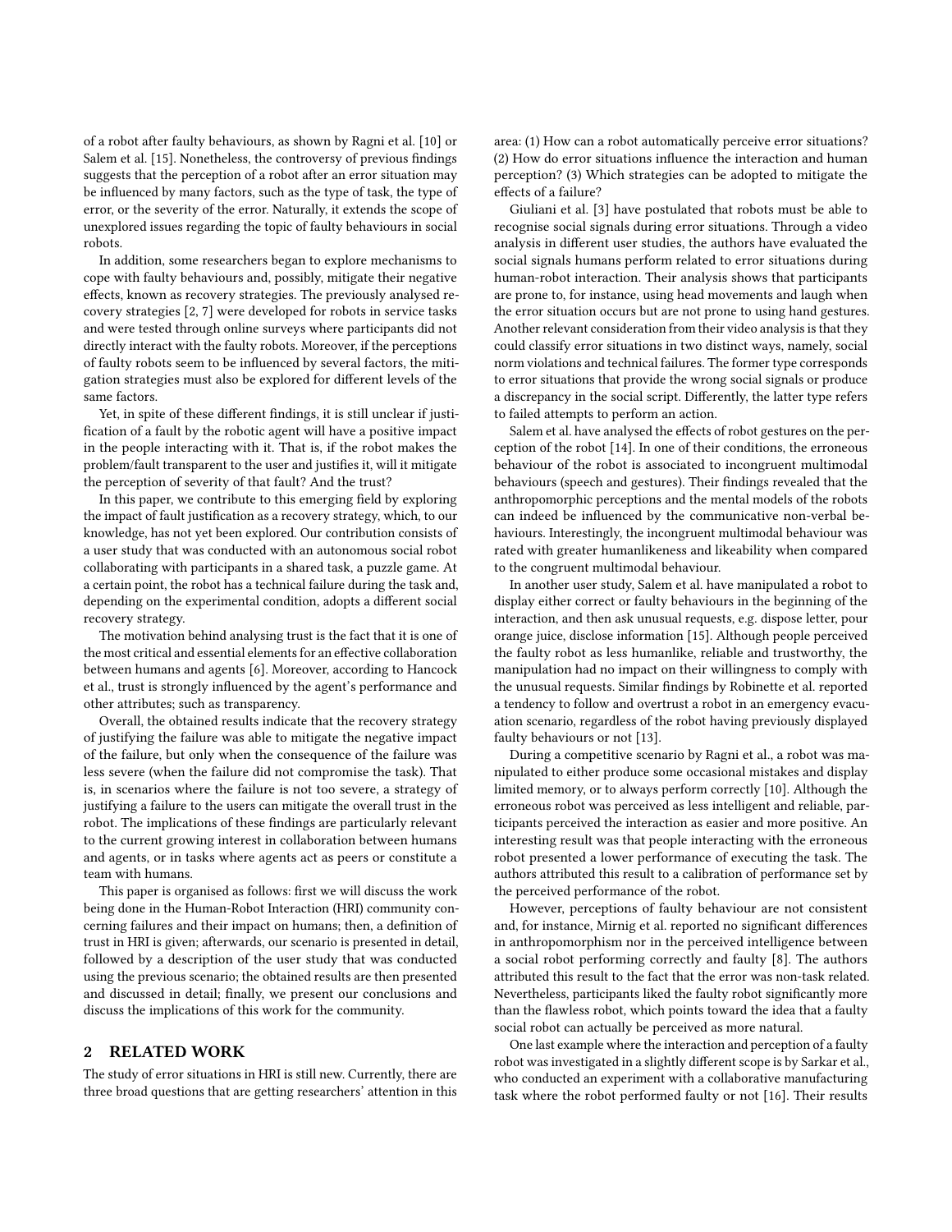of a robot after faulty behaviours, as shown by Ragni et al. [10] or Salem et al. [15]. Nonetheless, the controversy of previous findings suggests that the perception of a robot after an error situation may be influenced by many factors, such as the type of task, the type of error, or the severity of the error. Naturally, it extends the scope of unexplored issues regarding the topic of faulty behaviours in social robots.

In addition, some researchers began to explore mechanisms to cope with faulty behaviours and, possibly, mitigate their negative effects, known as recovery strategies. The previously analysed recovery strategies [2, 7] were developed for robots in service tasks and were tested through online surveys where participants did not directly interact with the faulty robots. Moreover, if the perceptions of faulty robots seem to be influenced by several factors, the mitigation strategies must also be explored for different levels of the same factors.

Yet, in spite of these different findings, it is still unclear if justification of a fault by the robotic agent will have a positive impact in the people interacting with it. That is, if the robot makes the problem/fault transparent to the user and justifies it, will it mitigate the perception of severity of that fault? And the trust?

In this paper, we contribute to this emerging field by exploring the impact of fault justification as a recovery strategy, which, to our knowledge, has not yet been explored. Our contribution consists of a user study that was conducted with an autonomous social robot collaborating with participants in a shared task, a puzzle game. At a certain point, the robot has a technical failure during the task and, depending on the experimental condition, adopts a different social recovery strategy.

The motivation behind analysing trust is the fact that it is one of the most critical and essential elements for an effective collaboration between humans and agents [6]. Moreover, according to Hancock et al., trust is strongly influenced by the agent's performance and other attributes; such as transparency.

Overall, the obtained results indicate that the recovery strategy of justifying the failure was able to mitigate the negative impact of the failure, but only when the consequence of the failure was less severe (when the failure did not compromise the task). That is, in scenarios where the failure is not too severe, a strategy of justifying a failure to the users can mitigate the overall trust in the robot. The implications of these findings are particularly relevant to the current growing interest in collaboration between humans and agents, or in tasks where agents act as peers or constitute a team with humans.

This paper is organised as follows: first we will discuss the work being done in the Human-Robot Interaction (HRI) community concerning failures and their impact on humans; then, a definition of trust in HRI is given; afterwards, our scenario is presented in detail, followed by a description of the user study that was conducted using the previous scenario; the obtained results are then presented and discussed in detail; finally, we present our conclusions and discuss the implications of this work for the community.

## 2 RELATED WORK

The study of error situations in HRI is still new. Currently, there are three broad questions that are getting researchers' attention in this area: (1) How can a robot automatically perceive error situations? (2) How do error situations influence the interaction and human perception? (3) Which strategies can be adopted to mitigate the effects of a failure?

Giuliani et al. [3] have postulated that robots must be able to recognise social signals during error situations. Through a video analysis in different user studies, the authors have evaluated the social signals humans perform related to error situations during human-robot interaction. Their analysis shows that participants are prone to, for instance, using head movements and laugh when the error situation occurs but are not prone to using hand gestures. Another relevant consideration from their video analysis is that they could classify error situations in two distinct ways, namely, social norm violations and technical failures. The former type corresponds to error situations that provide the wrong social signals or produce a discrepancy in the social script. Differently, the latter type refers to failed attempts to perform an action.

Salem et al. have analysed the effects of robot gestures on the perception of the robot [14]. In one of their conditions, the erroneous behaviour of the robot is associated to incongruent multimodal behaviours (speech and gestures). Their findings revealed that the anthropomorphic perceptions and the mental models of the robots can indeed be influenced by the communicative non-verbal behaviours. Interestingly, the incongruent multimodal behaviour was rated with greater humanlikeness and likeability when compared to the congruent multimodal behaviour.

In another user study, Salem et al. have manipulated a robot to display either correct or faulty behaviours in the beginning of the interaction, and then ask unusual requests, e.g. dispose letter, pour orange juice, disclose information [15]. Although people perceived the faulty robot as less humanlike, reliable and trustworthy, the manipulation had no impact on their willingness to comply with the unusual requests. Similar findings by Robinette et al. reported a tendency to follow and overtrust a robot in an emergency evacuation scenario, regardless of the robot having previously displayed faulty behaviours or not [13].

During a competitive scenario by Ragni et al., a robot was manipulated to either produce some occasional mistakes and display limited memory, or to always perform correctly [10]. Although the erroneous robot was perceived as less intelligent and reliable, participants perceived the interaction as easier and more positive. An interesting result was that people interacting with the erroneous robot presented a lower performance of executing the task. The authors attributed this result to a calibration of performance set by the perceived performance of the robot.

However, perceptions of faulty behaviour are not consistent and, for instance, Mirnig et al. reported no significant differences in anthropomorphism nor in the perceived intelligence between a social robot performing correctly and faulty [8]. The authors attributed this result to the fact that the error was non-task related. Nevertheless, participants liked the faulty robot significantly more than the flawless robot, which points toward the idea that a faulty social robot can actually be perceived as more natural.

One last example where the interaction and perception of a faulty robot was investigated in a slightly different scope is by Sarkar et al., who conducted an experiment with a collaborative manufacturing task where the robot performed faulty or not [16]. Their results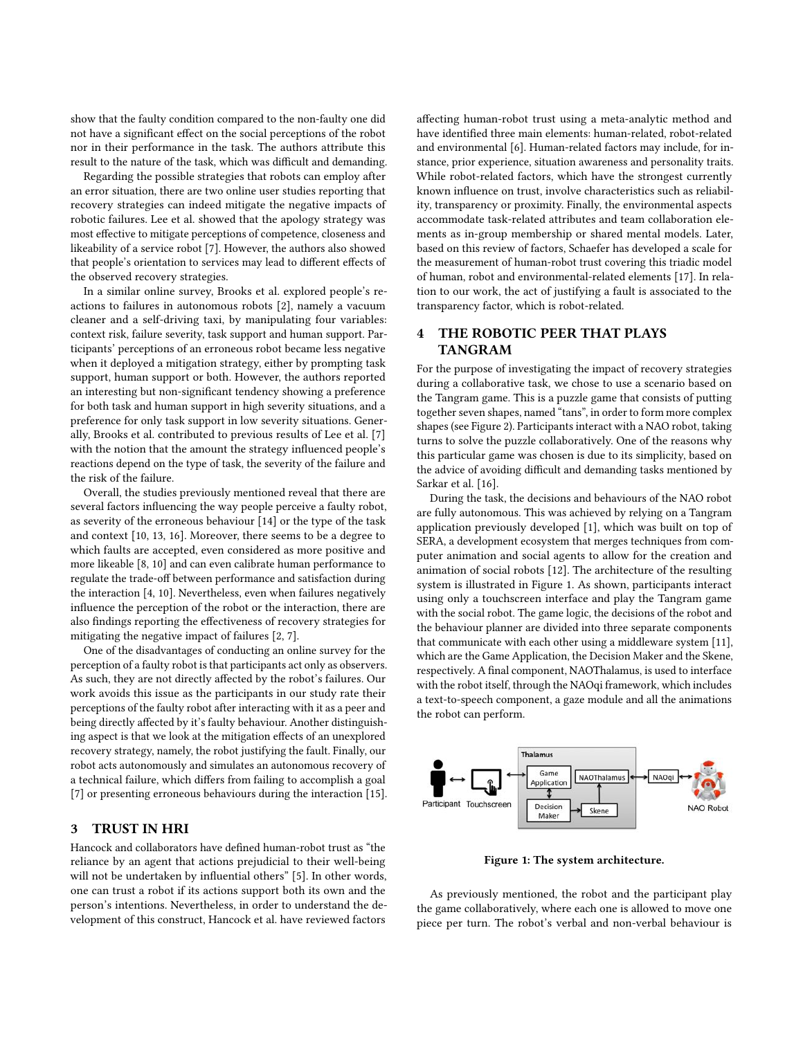show that the faulty condition compared to the non-faulty one did not have a significant effect on the social perceptions of the robot nor in their performance in the task. The authors attribute this result to the nature of the task, which was difficult and demanding.

Regarding the possible strategies that robots can employ after an error situation, there are two online user studies reporting that recovery strategies can indeed mitigate the negative impacts of robotic failures. Lee et al. showed that the apology strategy was most effective to mitigate perceptions of competence, closeness and likeability of a service robot [7]. However, the authors also showed that people's orientation to services may lead to different effects of the observed recovery strategies.

In a similar online survey, Brooks et al. explored people's reactions to failures in autonomous robots [2], namely a vacuum cleaner and a self-driving taxi, by manipulating four variables: context risk, failure severity, task support and human support. Participants' perceptions of an erroneous robot became less negative when it deployed a mitigation strategy, either by prompting task support, human support or both. However, the authors reported an interesting but non-significant tendency showing a preference for both task and human support in high severity situations, and a preference for only task support in low severity situations. Generally, Brooks et al. contributed to previous results of Lee et al. [7] with the notion that the amount the strategy influenced people's reactions depend on the type of task, the severity of the failure and the risk of the failure.

Overall, the studies previously mentioned reveal that there are several factors influencing the way people perceive a faulty robot, as severity of the erroneous behaviour [14] or the type of the task and context [10, 13, 16]. Moreover, there seems to be a degree to which faults are accepted, even considered as more positive and more likeable [8, 10] and can even calibrate human performance to regulate the trade-off between performance and satisfaction during the interaction [4, 10]. Nevertheless, even when failures negatively influence the perception of the robot or the interaction, there are also findings reporting the effectiveness of recovery strategies for mitigating the negative impact of failures [2, 7].

One of the disadvantages of conducting an online survey for the perception of a faulty robot is that participants act only as observers. As such, they are not directly affected by the robot's failures. Our work avoids this issue as the participants in our study rate their perceptions of the faulty robot after interacting with it as a peer and being directly affected by it's faulty behaviour. Another distinguishing aspect is that we look at the mitigation effects of an unexplored recovery strategy, namely, the robot justifying the fault. Finally, our robot acts autonomously and simulates an autonomous recovery of a technical failure, which differs from failing to accomplish a goal [7] or presenting erroneous behaviours during the interaction [15].

## 3 TRUST IN HRI

Hancock and collaborators have defined human-robot trust as "the reliance by an agent that actions prejudicial to their well-being will not be undertaken by influential others" [5]. In other words, one can trust a robot if its actions support both its own and the person's intentions. Nevertheless, in order to understand the development of this construct, Hancock et al. have reviewed factors affecting human-robot trust using a meta-analytic method and have identified three main elements: human-related, robot-related and environmental [6]. Human-related factors may include, for instance, prior experience, situation awareness and personality traits. While robot-related factors, which have the strongest currently known influence on trust, involve characteristics such as reliability, transparency or proximity. Finally, the environmental aspects accommodate task-related attributes and team collaboration elements as in-group membership or shared mental models. Later, based on this review of factors, Schaefer has developed a scale for the measurement of human-robot trust covering this triadic model of human, robot and environmental-related elements [17]. In relation to our work, the act of justifying a fault is associated to the transparency factor, which is robot-related.

## 4 THE ROBOTIC PEER THAT PLAYS TANGRAM

For the purpose of investigating the impact of recovery strategies during a collaborative task, we chose to use a scenario based on the Tangram game. This is a puzzle game that consists of putting together seven shapes, named "tans", in order to form more complex shapes (see Figure 2). Participants interact with a NAO robot, taking turns to solve the puzzle collaboratively. One of the reasons why this particular game was chosen is due to its simplicity, based on the advice of avoiding difficult and demanding tasks mentioned by Sarkar et al. [16].

During the task, the decisions and behaviours of the NAO robot are fully autonomous. This was achieved by relying on a Tangram application previously developed [1], which was built on top of SERA, a development ecosystem that merges techniques from computer animation and social agents to allow for the creation and animation of social robots [12]. The architecture of the resulting system is illustrated in Figure 1. As shown, participants interact using only a touchscreen interface and play the Tangram game with the social robot. The game logic, the decisions of the robot and the behaviour planner are divided into three separate components that communicate with each other using a middleware system [11], which are the Game Application, the Decision Maker and the Skene, respectively. A final component, NAOThalamus, is used to interface with the robot itself, through the NAOqi framework, which includes a text-to-speech component, a gaze module and all the animations the robot can perform.

Thalamus
Participant
Touchscreen
Game Application
Decision Maker
Skene
NAOThalamus
NAOqi
NAO Robot

**Figure 1: The system architecture.**

As previously mentioned, the robot and the participant play the game collaboratively, where each one is allowed to move one piece per turn. The robot's verbal and non-verbal behaviour is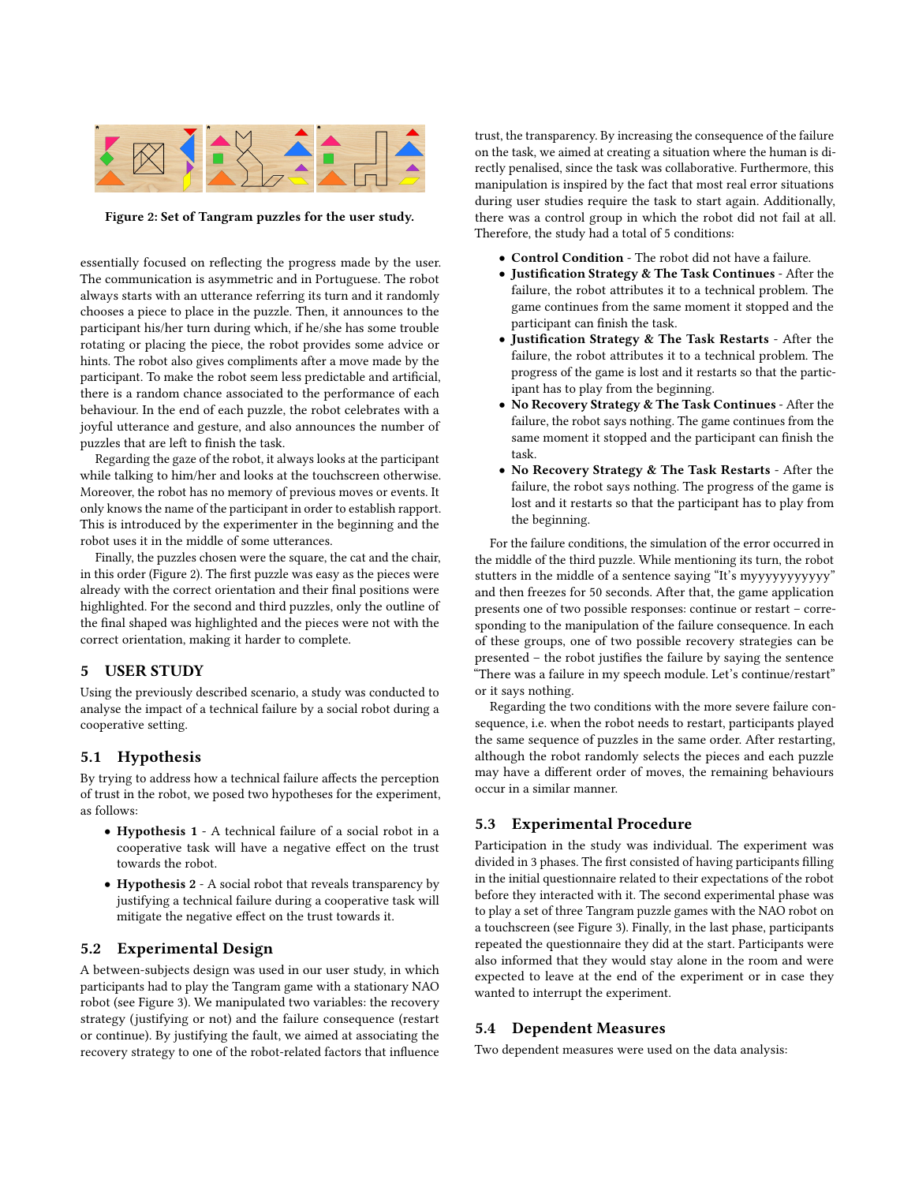Figure 2: Set of Tangram puzzles for the user study.

essentially focused on reflecting the progress made by the user. The communication is asymmetric and in Portuguese. The robot always starts with an utterance referring its turn and it randomly chooses a piece to place in the puzzle. Then, it announces to the participant his/her turn during which, if he/she has some trouble rotating or placing the piece, the robot provides some advice or hints. The robot also gives compliments after a move made by the participant. To make the robot seem less predictable and artificial, there is a random chance associated to the performance of each behaviour. In the end of each puzzle, the robot celebrates with a joyful utterance and gesture, and also announces the number of puzzles that are left to finish the task.

Regarding the gaze of the robot, it always looks at the participant while talking to him/her and looks at the touchscreen otherwise. Moreover, the robot has no memory of previous moves or events. It only knows the name of the participant in order to establish rapport. This is introduced by the experimenter in the beginning and the robot uses it in the middle of some utterances.

Finally, the puzzles chosen were the square, the cat and the chair, in this order (Figure 2). The first puzzle was easy as the pieces were already with the correct orientation and their final positions were highlighted. For the second and third puzzles, only the outline of the final shaped was highlighted and the pieces were not with the correct orientation, making it harder to complete.

## 5 USER STUDY

Using the previously described scenario, a study was conducted to analyse the impact of a technical failure by a social robot during a cooperative setting.

### 5.1 Hypothesis

By trying to address how a technical failure affects the perception of trust in the robot, we posed two hypotheses for the experiment, as follows:

- **Hypothesis 1** - A technical failure of a social robot in a cooperative task will have a negative effect on the trust towards the robot.
- **Hypothesis 2** - A social robot that reveals transparency by justifying a technical failure during a cooperative task will mitigate the negative effect on the trust towards it.

### 5.2 Experimental Design

A between-subjects design was used in our user study, in which participants had to play the Tangram game with a stationary NAO robot (see Figure 3). We manipulated two variables: the recovery strategy (justifying or not) and the failure consequence (restart or continue). By justifying the fault, we aimed at associating the recovery strategy to one of the robot-related factors that influence trust, the transparency. By increasing the consequence of the failure on the task, we aimed at creating a situation where the human is directly penalised, since the task was collaborative. Furthermore, this manipulation is inspired by the fact that most real error situations during user studies require the task to start again. Additionally, there was a control group in which the robot did not fail at all. Therefore, the study had a total of 5 conditions:

- **Control Condition** - The robot did not have a failure.
- **Justification Strategy & The Task Continues** - After the failure, the robot attributes it to a technical problem. The game continues from the same moment it stopped and the participant can finish the task.
- **Justification Strategy & The Task Restarts** - After the failure, the robot attributes it to a technical problem. The progress of the game is lost and it restarts so that the participant has to play from the beginning.
- **No Recovery Strategy & The Task Continues** - After the failure, the robot says nothing. The game continues from the same moment it stopped and the participant can finish the task.
- **No Recovery Strategy & The Task Restarts** - After the failure, the robot says nothing. The progress of the game is lost and it restarts so that the participant has to play from the beginning.

For the failure conditions, the simulation of the error occurred in the middle of the third puzzle. While mentioning its turn, the robot stutters in the middle of a sentence saying "It's myyyyyyyyyyy" and then freezes for 50 seconds. After that, the game application presents one of two possible responses: continue or restart – corresponding to the manipulation of the failure consequence. In each of these groups, one of two possible recovery strategies can be presented – the robot justifies the failure by saying the sentence "There was a failure in my speech module. Let's continue/restart" or it says nothing.

Regarding the two conditions with the more severe failure consequence, i.e. when the robot needs to restart, participants played the same sequence of puzzles in the same order. After restarting, although the robot randomly selects the pieces and each puzzle may have a different order of moves, the remaining behaviours occur in a similar manner.

### 5.3 Experimental Procedure

Participation in the study was individual. The experiment was divided in 3 phases. The first consisted of having participants filling in the initial questionnaire related to their expectations of the robot before they interacted with it. The second experimental phase was to play a set of three Tangram puzzle games with the NAO robot on a touchscreen (see Figure 3). Finally, in the last phase, participants repeated the questionnaire they did at the start. Participants were also informed that they would stay alone in the room and were expected to leave at the end of the experiment or in case they wanted to interrupt the experiment.

### 5.4 Dependent Measures

Two dependent measures were used on the data analysis: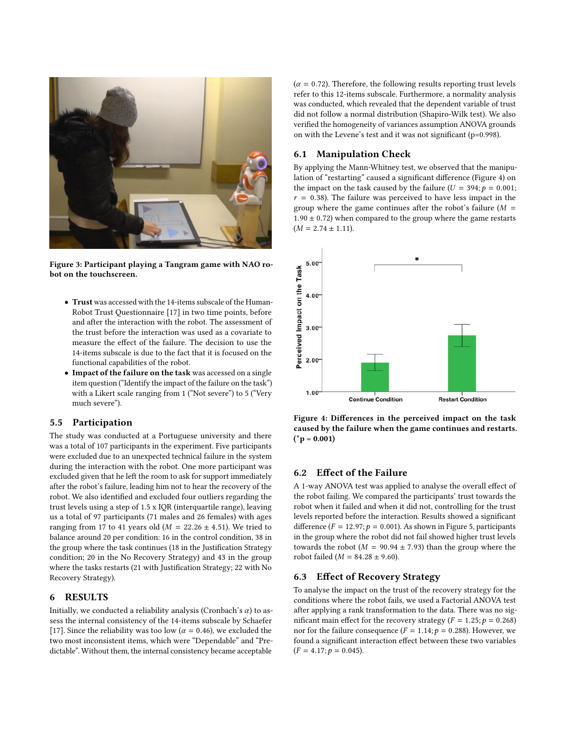Figure 3: Participant playing a Tangram game with NAO robot on the touchscreen.

- **Trust** was accessed with the 14-items subscale of the Human-Robot Trust Questionnaire [17] in two time points, before and after the interaction with the robot. The assessment of the trust before the interaction was used as a covariate to measure the effect of the failure. The decision to use the 14-items subscale is due to the fact that it is focused on the functional capabilities of the robot.
- **Impact of the failure on the task** was accessed on a single item question ("Identify the impact of the failure on the task") with a Likert scale ranging from 1 ("Not severe") to 5 ("Very much severe").

### 5.5 Participation

The study was conducted at a Portuguese university and there was a total of 107 participants in the experiment. Five participants were excluded due to an unexpected technical failure in the system during the interaction with the robot. One more participant was excluded given that he left the room to ask for support immediately after the robot's failure, leading him not to hear the recovery of the robot. We also identified and excluded four outliers regarding the trust levels using a step of 1.5 x IQR (interquartile range), leaving us a total of 97 participants (71 males and 26 females) with ages ranging from 17 to 41 years old ($M = 22.26 \pm 4.51$). We tried to balance around 20 per condition: 16 in the control condition, 38 in the group where the task continues (18 in the Justification Strategy condition; 20 in the No Recovery Strategy) and 43 in the group where the tasks restarts (21 with Justification Strategy; 22 with No Recovery Strategy).

## 6 RESULTS

Initially, we conducted a reliability analysis (Cronbach's $\alpha$) to assess the internal consistency of the 14-items subscale by Schaefer [17]. Since the reliability was too low ($\alpha = 0.46$), we excluded the two most inconsistent items, which were "Dependable" and "Predictable". Without them, the internal consistency became acceptable ($\alpha = 0.72$). Therefore, the following results reporting trust levels refer to this 12-items subscale. Furthermore, a normality analysis was conducted, which revealed that the dependent variable of trust did not follow a normal distribution (Shapiro-Wilk test). We also verified the homogeneity of variances assumption ANOVA grounds on with the Levene's test and it was not significant (p=0.998).

### 6.1 Manipulation Check

By applying the Mann-Whitney test, we observed that the manipulation of "restarting" caused a significant difference (Figure 4) on the impact on the task caused by the failure ($U = 394; p = 0.001$; $r = 0.38$). The failure was perceived to have less impact in the group where the game continues after the robot's failure ($M = 1.90 \pm 0.72$) when compared to the group where the game restarts ($M = 2.74 \pm 1.11$).

Perceived Impact on the Task
5.00
4.00
3.00
2.00
1.00
*
Continue Condition
Restart Condition

Figure 4: Differences in the perceived impact on the task caused by the failure when the game continues and restarts. (*p = 0.001)

### 6.2 Effect of the Failure

A 1-way ANOVA test was applied to analyse the overall effect of the robot failing. We compared the participants' trust towards the robot when it failed and when it did not, controlling for the trust levels reported before the interaction. Results showed a significant difference ($F = 12.97; p = 0.001$). As shown in Figure 5, participants in the group where the robot did not fail showed higher trust levels towards the robot ($M = 90.94 \pm 7.93$) than the group where the robot failed ($M = 84.28 \pm 9.60$).

### 6.3 Effect of Recovery Strategy

To analyse the impact on the trust of the recovery strategy for the conditions where the robot fails, we used a Factorial ANOVA test after applying a rank transformation to the data. There was no significant main effect for the recovery strategy ($F = 1.25; p = 0.268$) nor for the failure consequence ($F = 1.14; p = 0.288$). However, we found a significant interaction effect between these two variables ($F = 4.17; p = 0.045$).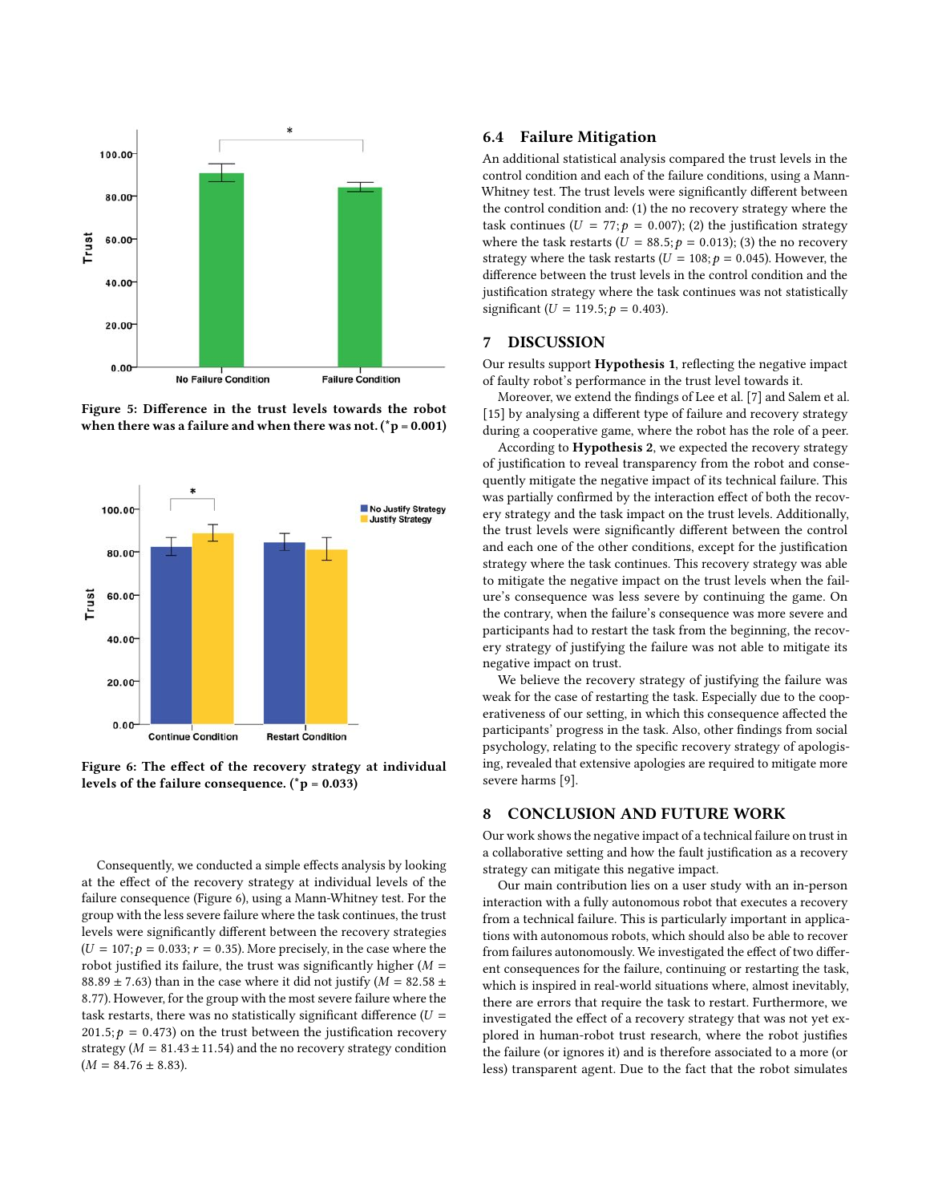100.00
80.00
60.00
40.00
20.00
0.00
Trust
*
No Failure Condition
Failure Condition

**Figure 5: Difference in the trust levels towards the robot when there was a failure and when there was not. (*p = 0.001)**

100.00
80.00
60.00
40.00
20.00
0.00
Trust
*
No Justify Strategy
Justify Strategy
Continue Condition
Restart Condition

**Figure 6: The effect of the recovery strategy at individual levels of the failure consequence. (*p = 0.033)**

Consequently, we conducted a simple effects analysis by looking at the effect of the recovery strategy at individual levels of the failure consequence (Figure 6), using a Mann-Whitney test. For the group with the less severe failure where the task continues, the trust levels were significantly different between the recovery strategies ($U = 107; p = 0.033; r = 0.35$). More precisely, in the case where the robot justified its failure, the trust was significantly higher ($M = 88.89 \pm 7.63$) than in the case where it did not justify ($M = 82.58 \pm 8.77$). However, for the group with the most severe failure where the task restarts, there was no statistically significant difference ($U = 201.5; p = 0.473$) on the trust between the justification recovery strategy ($M = 81.43 \pm 11.54$) and the no recovery strategy condition ($M = 84.76 \pm 8.83$).

## 6.4 Failure Mitigation

An additional statistical analysis compared the trust levels in the control condition and each of the failure conditions, using a Mann-Whitney test. The trust levels were significantly different between the control condition and: (1) the no recovery strategy where the task continues ($U = 77; p = 0.007$); (2) the justification strategy where the task restarts ($U = 88.5; p = 0.013$); (3) the no recovery strategy where the task restarts ($U = 108; p = 0.045$). However, the difference between the trust levels in the control condition and the justification strategy where the task continues was not statistically significant ($U = 119.5; p = 0.403$).

# 7 DISCUSSION

Our results support **Hypothesis 1**, reflecting the negative impact of faulty robot's performance in the trust level towards it.

Moreover, we extend the findings of Lee et al. [7] and Salem et al. [15] by analysing a different type of failure and recovery strategy during a cooperative game, where the robot has the role of a peer.

According to **Hypothesis 2**, we expected the recovery strategy of justification to reveal transparency from the robot and consequently mitigate the negative impact of its technical failure. This was partially confirmed by the interaction effect of both the recovery strategy and the task impact on the trust levels. Additionally, the trust levels were significantly different between the control and each one of the other conditions, except for the justification strategy where the task continues. This recovery strategy was able to mitigate the negative impact on the trust levels when the failure's consequence was less severe by continuing the game. On the contrary, when the failure's consequence was more severe and participants had to restart the task from the beginning, the recovery strategy of justifying the failure was not able to mitigate its negative impact on trust.

We believe the recovery strategy of justifying the failure was weak for the case of restarting the task. Especially due to the cooperativeness of our setting, in which this consequence affected the participants' progress in the task. Also, other findings from social psychology, relating to the specific recovery strategy of apologising, revealed that extensive apologies are required to mitigate more severe harms [9].

# 8 CONCLUSION AND FUTURE WORK

Our work shows the negative impact of a technical failure on trust in a collaborative setting and how the fault justification as a recovery strategy can mitigate this negative impact.

Our main contribution lies on a user study with an in-person interaction with a fully autonomous robot that executes a recovery from a technical failure. This is particularly important in applications with autonomous robots, which should also be able to recover from failures autonomously. We investigated the effect of two different consequences for the failure, continuing or restarting the task, which is inspired in real-world situations where, almost inevitably, there are errors that require the task to restart. Furthermore, we investigated the effect of a recovery strategy that was not yet explored in human-robot trust research, where the robot justifies the failure (or ignores it) and is therefore associated to a more (or less) transparent agent. Due to the fact that the robot simulates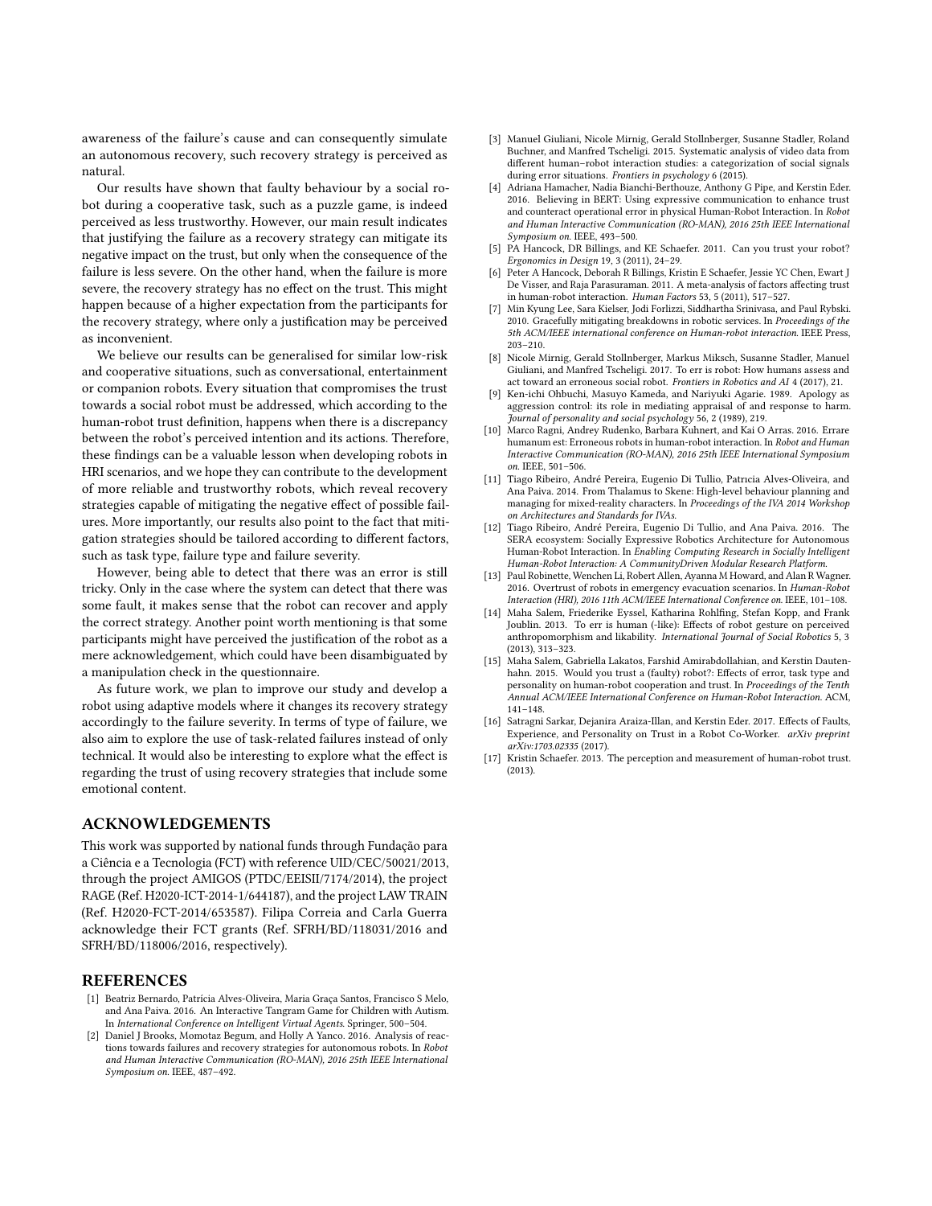awareness of the failure's cause and can consequently simulate an autonomous recovery, such recovery strategy is perceived as natural.

Our results have shown that faulty behaviour by a social robot during a cooperative task, such as a puzzle game, is indeed perceived as less trustworthy. However, our main result indicates that justifying the failure as a recovery strategy can mitigate its negative impact on the trust, but only when the consequence of the failure is less severe. On the other hand, when the failure is more severe, the recovery strategy has no effect on the trust. This might happen because of a higher expectation from the participants for the recovery strategy, where only a justification may be perceived as inconvenient.

We believe our results can be generalised for similar low-risk and cooperative situations, such as conversational, entertainment or companion robots. Every situation that compromises the trust towards a social robot must be addressed, which according to the human-robot trust definition, happens when there is a discrepancy between the robot's perceived intention and its actions. Therefore, these findings can be a valuable lesson when developing robots in HRI scenarios, and we hope they can contribute to the development of more reliable and trustworthy robots, which reveal recovery strategies capable of mitigating the negative effect of possible failures. More importantly, our results also point to the fact that mitigation strategies should be tailored according to different factors, such as task type, failure type and failure severity.

However, being able to detect that there was an error is still tricky. Only in the case where the system can detect that there was some fault, it makes sense that the robot can recover and apply the correct strategy. Another point worth mentioning is that some participants might have perceived the justification of the robot as a mere acknowledgement, which could have been disambiguated by a manipulation check in the questionnaire.

As future work, we plan to improve our study and develop a robot using adaptive models where it changes its recovery strategy accordingly to the failure severity. In terms of type of failure, we also aim to explore the use of task-related failures instead of only technical. It would also be interesting to explore what the effect is regarding the trust of using recovery strategies that include some emotional content.

## ACKNOWLEDGEMENTS

This work was supported by national funds through Fundação para a Ciência e a Tecnologia (FCT) with reference UID/CEC/50021/2013, through the project AMIGOS (PTDC/EEISII/7174/2014), the project RAGE (Ref. H2020-ICT-2014-1/644187), and the project LAW TRAIN (Ref. H2020-FCT-2014/653587). Filipa Correia and Carla Guerra acknowledge their FCT grants (Ref. SFRH/BD/118031/2016 and SFRH/BD/118006/2016, respectively).

## REFERENCES

[1] Beatriz Bernardo, Patrícia Alves-Oliveira, Maria Graça Santos, Francisco S Melo, and Ana Paiva. 2016. An Interactive Tangram Game for Children with Autism. In *International Conference on Intelligent Virtual Agents*. Springer, 500–504.

[2] Daniel J Brooks, Momotaz Begum, and Holly A Yanco. 2016. Analysis of reactions towards failures and recovery strategies for autonomous robots. In *Robot and Human Interactive Communication (RO-MAN), 2016 25th IEEE International Symposium on*. IEEE, 487–492.

[3] Manuel Giuliani, Nicole Mirnig, Gerald Stollnberger, Susanne Stadler, Roland Buchner, and Manfred Tscheligi. 2015. Systematic analysis of video data from different human–robot interaction studies: a categorization of social signals during error situations. *Frontiers in psychology* 6 (2015).

[4] Adriana Hamacher, Nadia Bianchi-Berthouze, Anthony G Pipe, and Kerstin Eder. 2016. Believing in BERT: Using expressive communication to enhance trust and counteract operational error in physical Human-Robot Interaction. In *Robot and Human Interactive Communication (RO-MAN), 2016 25th IEEE International Symposium on*. IEEE, 493–500.

[5] PA Hancock, DR Billings, and KE Schaefer. 2011. Can you trust your robot? *Ergonomics in Design* 19, 3 (2011), 24–29.

[6] Peter A Hancock, Deborah R Billings, Kristin E Schaefer, Jessie YC Chen, Ewart J De Visser, and Raja Parasuraman. 2011. A meta-analysis of factors affecting trust in human-robot interaction. *Human Factors* 53, 5 (2011), 517–527.

[7] Min Kyung Lee, Sara Kielser, Jodi Forlizzi, Siddhartha Srinivasa, and Paul Rybski. 2010. Gracefully mitigating breakdowns in robotic services. In *Proceedings of the 5th ACM/IEEE international conference on Human-robot interaction*. IEEE Press, 203–210.

[8] Nicole Mirnig, Gerald Stollnberger, Markus Miksch, Susanne Stadler, Manuel Giuliani, and Manfred Tscheligi. 2017. To err is robot: How humans assess and act toward an erroneous social robot. *Frontiers in Robotics and AI* 4 (2017), 21.

[9] Ken-ichi Ohbuchi, Masuyo Kameda, and Nariyuki Agarie. 1989. Apology as aggression control: its role in mediating appraisal of and response to harm. *Journal of personality and social psychology* 56, 2 (1989), 219.

[10] Marco Ragni, Andrey Rudenko, Barbara Kuhnert, and Kai O Arras. 2016. Errare humanum est: Erroneous robots in human-robot interaction. In *Robot and Human Interactive Communication (RO-MAN), 2016 25th IEEE International Symposium on*. IEEE, 501–506.

[11] Tiago Ribeiro, André Pereira, Eugenio Di Tullio, Patrıcia Alves-Oliveira, and Ana Paiva. 2014. From Thalamus to Skene: High-level behaviour planning and managing for mixed-reality characters. In *Proceedings of the IVA 2014 Workshop on Architectures and Standards for IVAs*.

[12] Tiago Ribeiro, André Pereira, Eugenio Di Tullio, and Ana Paiva. 2016. The SERA ecosystem: Socially Expressive Robotics Architecture for Autonomous Human-Robot Interaction. In *Enabling Computing Research in Socially Intelligent Human-Robot Interaction: A CommunityDriven Modular Research Platform*.

[13] Paul Robinette, Wenchen Li, Robert Allen, Ayanna M Howard, and Alan R Wagner. 2016. Overtrust of robots in emergency evacuation scenarios. In *Human-Robot Interaction (HRI), 2016 11th ACM/IEEE International Conference on*. IEEE, 101–108.

[14] Maha Salem, Friederike Eyssel, Katharina Rohlfing, Stefan Kopp, and Frank Joublin. 2013. To err is human (-like): Effects of robot gesture on perceived anthropomorphism and likability. *International Journal of Social Robotics* 5, 3 (2013), 313–323.

[15] Maha Salem, Gabriella Lakatos, Farshid Amirabdollahian, and Kerstin Dautenhahn. 2015. Would you trust a (faulty) robot?: Effects of error, task type and personality on human-robot cooperation and trust. In *Proceedings of the Tenth Annual ACM/IEEE International Conference on Human-Robot Interaction*. ACM, 141–148.

[16] Satragni Sarkar, Dejanira Araiza-Illan, and Kerstin Eder. 2017. Effects of Faults, Experience, and Personality on Trust in a Robot Co-Worker. *arXiv preprint arXiv:1703.02335* (2017).

[17] Kristin Schaefer. 2013. The perception and measurement of human-robot trust. (2013).